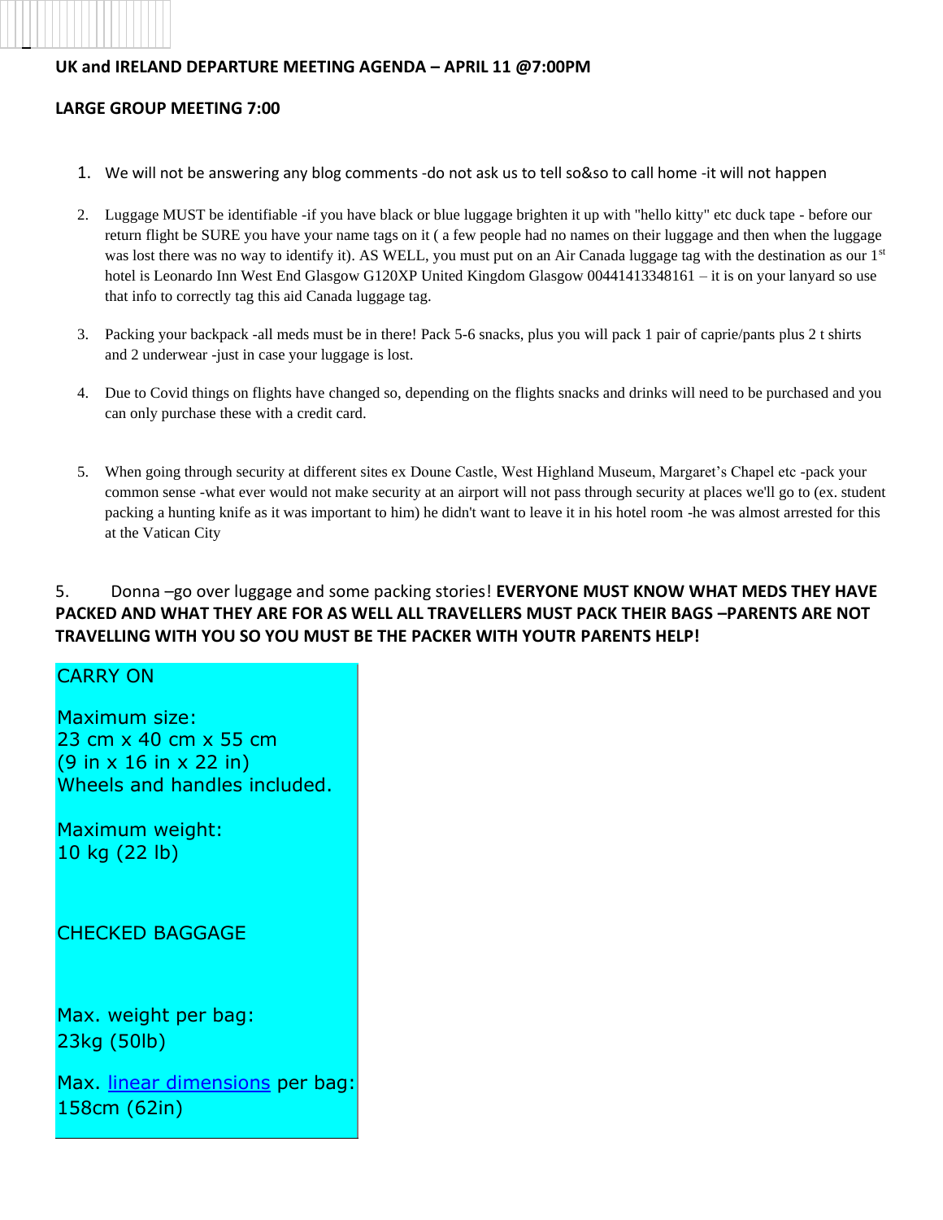**UK and IRELAND DEPARTURE MEETING AGENDA – APRIL 11 @7:00PM**

**LARGE GROUP MEETING 7:00**

1. We will not be answering any blog comments -do not ask us to tell so&so to call home -it will not happen

2. Luggage MUST be identifiable -if you have black or blue luggage brighten it up with "hello kitty" etc duck tape - before our return flight be SURE you have your name tags on it ( a few people had no names on their luggage and then when the luggage was lost there was no way to identify it). AS WELL, you must put on an Air Canada luggage tag with the destination as our 1st hotel is Leonardo Inn West End Glasgow G120XP United Kingdom Glasgow 00441413348161 – it is on your lanyard so use that info to correctly tag this aid Canada luggage tag.

3. Packing your backpack -all meds must be in there! Pack 5-6 snacks, plus you will pack 1 pair of caprie/pants plus 2 t shirts and 2 underwear -just in case your luggage is lost.

4. Due to Covid things on flights have changed so, depending on the flights snacks and drinks will need to be purchased and you can only purchase these with a credit card.

5. When going through security at different sites ex Doune Castle, West Highland Museum, Margaret's Chapel etc -pack your common sense -what ever would not make security at an airport will not pass through security at places we'll go to (ex. student packing a hunting knife as it was important to him) he didn't want to leave it in his hotel room -he was almost arrested for this at the Vatican City

5. Donna –go over luggage and some packing stories! **EVERYONE MUST KNOW WHAT MEDS THEY HAVE PACKED AND WHAT THEY ARE FOR AS WELL ALL TRAVELLERS MUST PACK THEIR BAGS –PARENTS ARE NOT TRAVELLING WITH YOU SO YOU MUST BE THE PACKER WITH YOUTR PARENTS HELP!**

CARRY ON

Maximum size:
23 cm x 40 cm x 55 cm
(9 in x 16 in x 22 in)
Wheels and handles included.

Maximum weight:
10 kg (22 lb)

CHECKED BAGGAGE

Max. weight per bag:
23kg (50lb)

Max. linear dimensions per bag:
158cm (62in)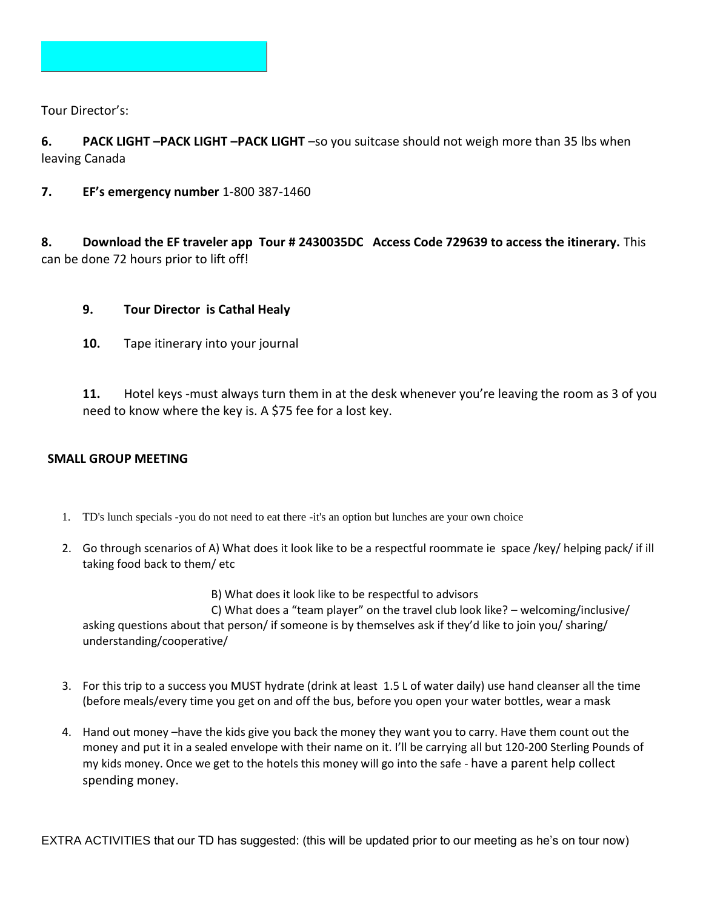Tour Director's:

**6. PACK LIGHT –PACK LIGHT –PACK LIGHT** –so you suitcase should not weigh more than 35 lbs when leaving Canada

**7. EF's emergency number** 1-800 387-1460

**8. Download the EF traveler app Tour # 2430035DC Access Code 729639 to access the itinerary.** This can be done 72 hours prior to lift off!

**9. Tour Director is Cathal Healy**

**10.** Tape itinerary into your journal

**11.** Hotel keys -must always turn them in at the desk whenever you're leaving the room as 3 of you need to know where the key is. A $75 fee for a lost key.

**SMALL GROUP MEETING**

1. TD's lunch specials -you do not need to eat there -it's an option but lunches are your own choice
2. Go through scenarios of A) What does it look like to be a respectful roommate ie space /key/ helping pack/ if ill taking food back to them/ etc

   B) What does it look like to be respectful to advisors

   C) What does a "team player" on the travel club look like? – welcoming/inclusive/ asking questions about that person/ if someone is by themselves ask if they'd like to join you/ sharing/ understanding/cooperative/
3. For this trip to a success you MUST hydrate (drink at least 1.5 L of water daily) use hand cleanser all the time (before meals/every time you get on and off the bus, before you open your water bottles, wear a mask
4. Hand out money –have the kids give you back the money they want you to carry. Have them count out the money and put it in a sealed envelope with their name on it. I'll be carrying all but 120-200 Sterling Pounds of my kids money. Once we get to the hotels this money will go into the safe - have a parent help collect spending money.

EXTRA ACTIVITIES that our TD has suggested: (this will be updated prior to our meeting as he's on tour now)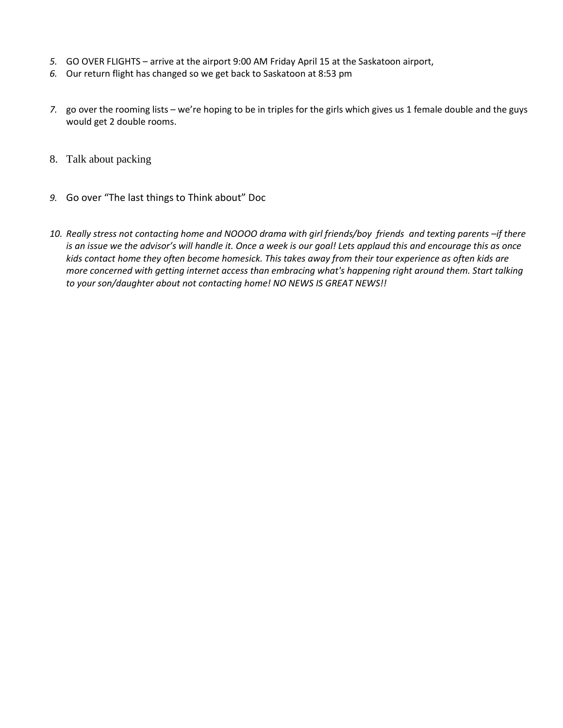5. GO OVER FLIGHTS – arrive at the airport 9:00 AM Friday April 15 at the Saskatoon airport,
6. Our return flight has changed so we get back to Saskatoon at 8:53 pm

7. go over the rooming lists – we're hoping to be in triples for the girls which gives us 1 female double and the guys would get 2 double rooms.

8. Talk about packing

9. Go over "The last things to Think about" Doc

10. *Really stress not contacting home and NOOOO drama with girl friends/boy friends and texting parents –if there is an issue we the advisor's will handle it. Once a week is our goal! Lets applaud this and encourage this as once kids contact home they often become homesick. This takes away from their tour experience as often kids are more concerned with getting internet access than embracing what's happening right around them. Start talking to your son/daughter about not contacting home! NO NEWS IS GREAT NEWS!!*